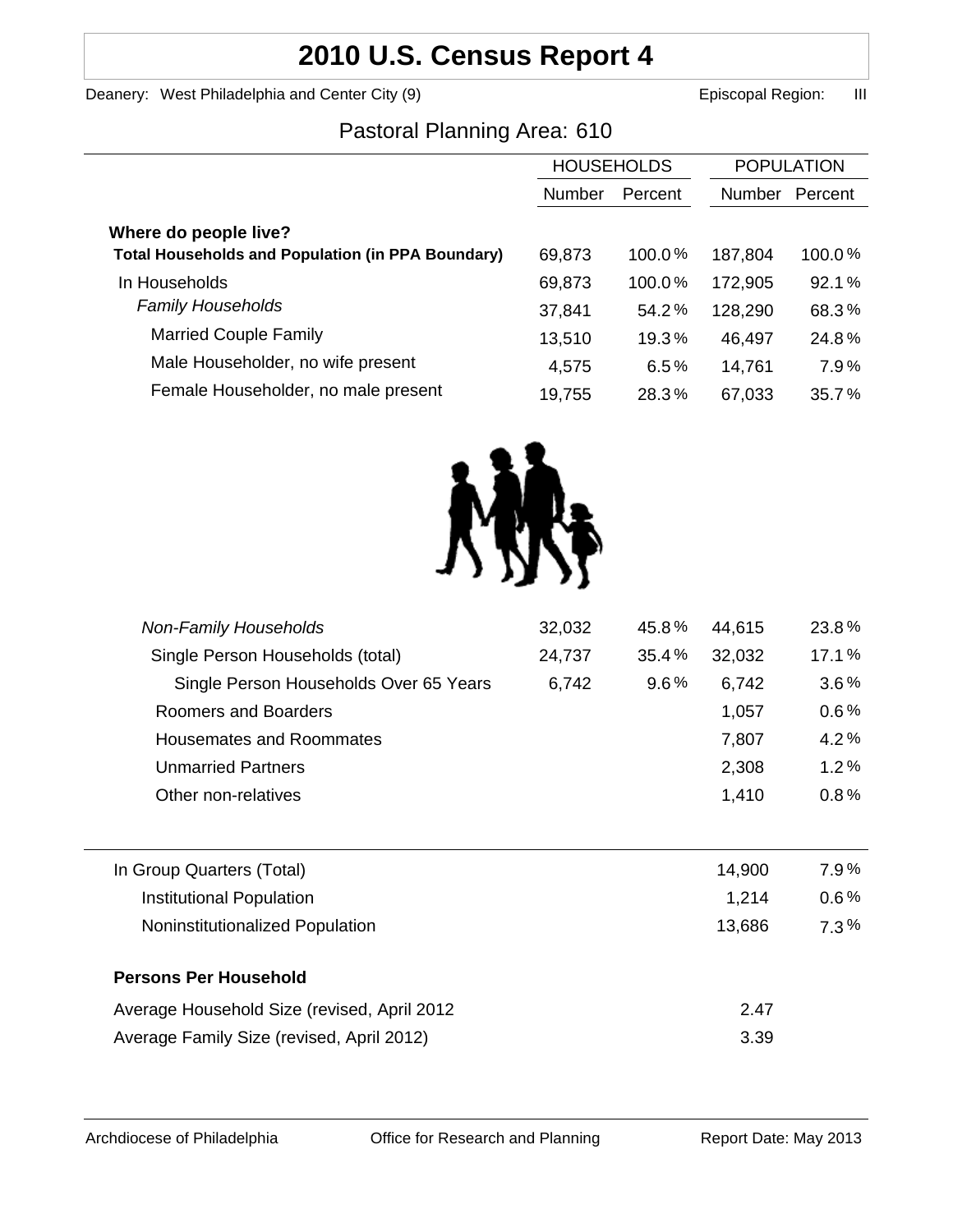# 2010 U.S. Census Report 4

Deanery: West Philadelphia and Center City (9) Episcopal Region: III

## Pastoral Planning Area: 610

| | HOUSEHOLDS | | POPULATION | |
|---|---|---|---|---|
| | Number | Percent | Number | Percent |
| **Where do people live?** | | | | |
| **Total Households and Population (in PPA Boundary)** | 69,873 | 100.0 % | 187,804 | 100.0 % |
| In Households | 69,873 | 100.0 % | 172,905 | 92.1 % |
| *Family Households* | 37,841 | 54.2 % | 128,290 | 68.3 % |
| Married Couple Family | 13,510 | 19.3 % | 46,497 | 24.8 % |
| Male Householder, no wife present | 4,575 | 6.5 % | 14,761 | 7.9 % |
| Female Householder, no male present | 19,755 | 28.3 % | 67,033 | 35.7 % |
| *Non-Family Households* | 32,032 | 45.8 % | 44,615 | 23.8 % |
| Single Person Households (total) | 24,737 | 35.4 % | 32,032 | 17.1 % |
| Single Person Households Over 65 Years | 6,742 | 9.6 % | 6,742 | 3.6 % |
| Roomers and Boarders | | | 1,057 | 0.6 % |
| Housemates and Roommates | | | 7,807 | 4.2 % |
| Unmarried Partners | | | 2,308 | 1.2 % |
| Other non-relatives | | | 1,410 | 0.8 % |

| | Number | Percent |
|---|---|---|
| In Group Quarters (Total) | 14,900 | 7.9 % |
| Institutional Population | 1,214 | 0.6 % |
| Noninstitutionalized Population | 13,686 | 7.3 % |

**Persons Per Household**

| | |
|---|---|
| Average Household Size (revised, April 2012 | 2.47 |
| Average Family Size (revised, April 2012) | 3.39 |

Archdiocese of Philadelphia Office for Research and Planning Report Date: May 2013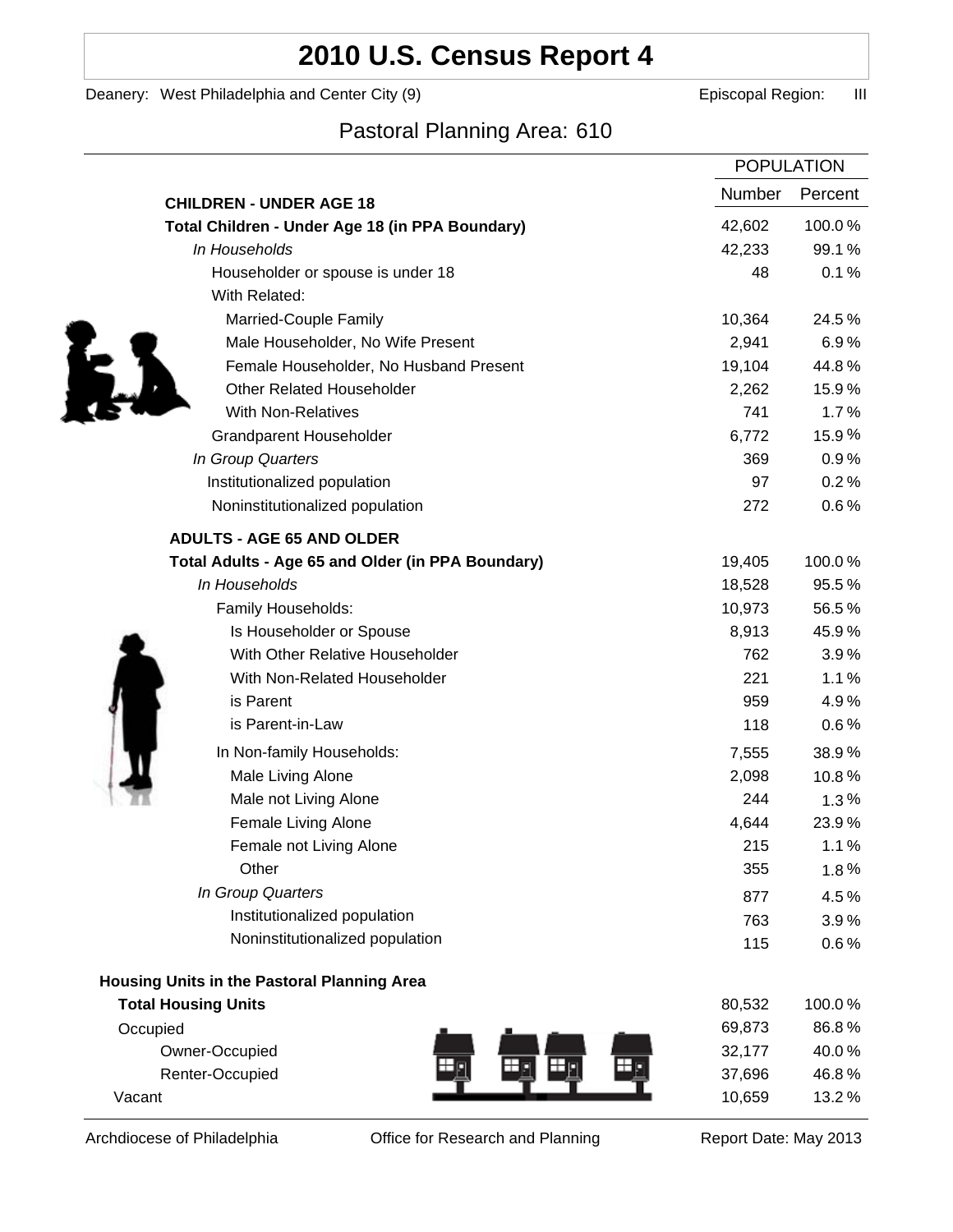# 2010 U.S. Census Report 4

Deanery: West Philadelphia and Center City (9) Episcopal Region: III

## Pastoral Planning Area: 610

| | POPULATION | |
|---|---|---|
| | Number | Percent |
| **CHILDREN - UNDER AGE 18** | | |
| **Total Children - Under Age 18 (in PPA Boundary)** | 42,602 | 100.0 % |
| *In Households* | 42,233 | 99.1 % |
| Householder or spouse is under 18 | 48 | 0.1 % |
| With Related: | | |
| Married-Couple Family | 10,364 | 24.5 % |
| Male Householder, No Wife Present | 2,941 | 6.9 % |
| Female Householder, No Husband Present | 19,104 | 44.8 % |
| Other Related Householder | 2,262 | 15.9 % |
| With Non-Relatives | 741 | 1.7 % |
| Grandparent Householder | 6,772 | 15.9 % |
| *In Group Quarters* | 369 | 0.9 % |
| Institutionalized population | 97 | 0.2 % |
| Noninstitutionalized population | 272 | 0.6 % |
| **ADULTS - AGE 65 AND OLDER** | | |
| **Total Adults - Age 65 and Older (in PPA Boundary)** | 19,405 | 100.0 % |
| *In Households* | 18,528 | 95.5 % |
| Family Households: | 10,973 | 56.5 % |
| Is Householder or Spouse | 8,913 | 45.9 % |
| With Other Relative Householder | 762 | 3.9 % |
| With Non-Related Householder | 221 | 1.1 % |
| is Parent | 959 | 4.9 % |
| is Parent-in-Law | 118 | 0.6 % |
| In Non-family Households: | 7,555 | 38.9 % |
| Male Living Alone | 2,098 | 10.8 % |
| Male not Living Alone | 244 | 1.3 % |
| Female Living Alone | 4,644 | 23.9 % |
| Female not Living Alone | 215 | 1.1 % |
| Other | 355 | 1.8 % |
| *In Group Quarters* | 877 | 4.5 % |
| Institutionalized population | 763 | 3.9 % |
| Noninstitutionalized population | 115 | 0.6 % |
| **Housing Units in the Pastoral Planning Area** | | |
| **Total Housing Units** | 80,532 | 100.0 % |
| Occupied | 69,873 | 86.8 % |
| Owner-Occupied | 32,177 | 40.0 % |
| Renter-Occupied | 37,696 | 46.8 % |
| Vacant | 10,659 | 13.2 % |

Archdiocese of Philadelphia Office for Research and Planning Report Date: May 2013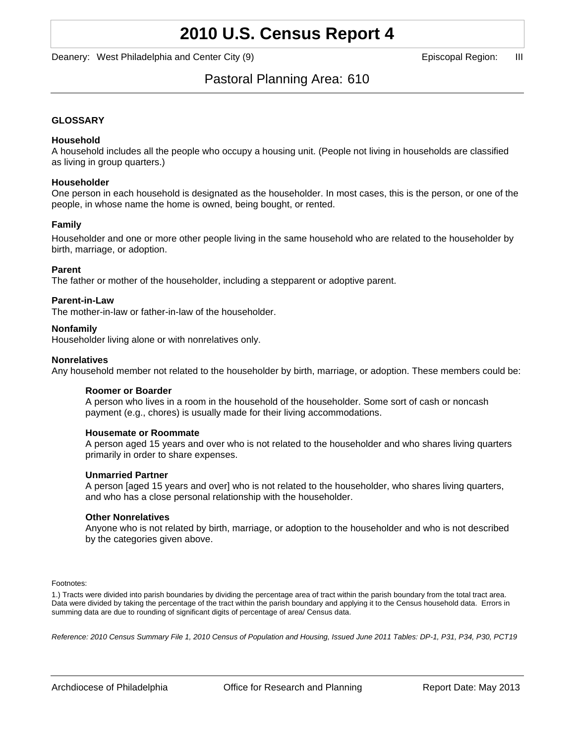# 2010 U.S. Census Report 4

Deanery: West Philadelphia and Center City (9) Episcopal Region: III

## Pastoral Planning Area: 610

### GLOSSARY

**Household**
A household includes all the people who occupy a housing unit. (People not living in households are classified as living in group quarters.)

**Householder**
One person in each household is designated as the householder. In most cases, this is the person, or one of the people, in whose name the home is owned, being bought, or rented.

**Family**
Householder and one or more other people living in the same household who are related to the householder by birth, marriage, or adoption.

**Parent**
The father or mother of the householder, including a stepparent or adoptive parent.

**Parent-in-Law**
The mother-in-law or father-in-law of the householder.

**Nonfamily**
Householder living alone or with nonrelatives only.

**Nonrelatives**
Any household member not related to the householder by birth, marriage, or adoption. These members could be:

> **Roomer or Boarder**
> A person who lives in a room in the household of the householder. Some sort of cash or noncash payment (e.g., chores) is usually made for their living accommodations.
>
> **Housemate or Roommate**
> A person aged 15 years and over who is not related to the householder and who shares living quarters primarily in order to share expenses.
>
> **Unmarried Partner**
> A person [aged 15 years and over] who is not related to the householder, who shares living quarters, and who has a close personal relationship with the householder.
>
> **Other Nonrelatives**
> Anyone who is not related by birth, marriage, or adoption to the householder and who is not described by the categories given above.

Footnotes:

1.) Tracts were divided into parish boundaries by dividing the percentage area of tract within the parish boundary from the total tract area. Data were divided by taking the percentage of the tract within the parish boundary and applying it to the Census household data. Errors in summing data are due to rounding of significant digits of percentage of area/ Census data.

*Reference: 2010 Census Summary File 1, 2010 Census of Population and Housing, Issued June 2011 Tables: DP-1, P31, P34, P30, PCT19*

Archdiocese of Philadelphia Office for Research and Planning Report Date: May 2013